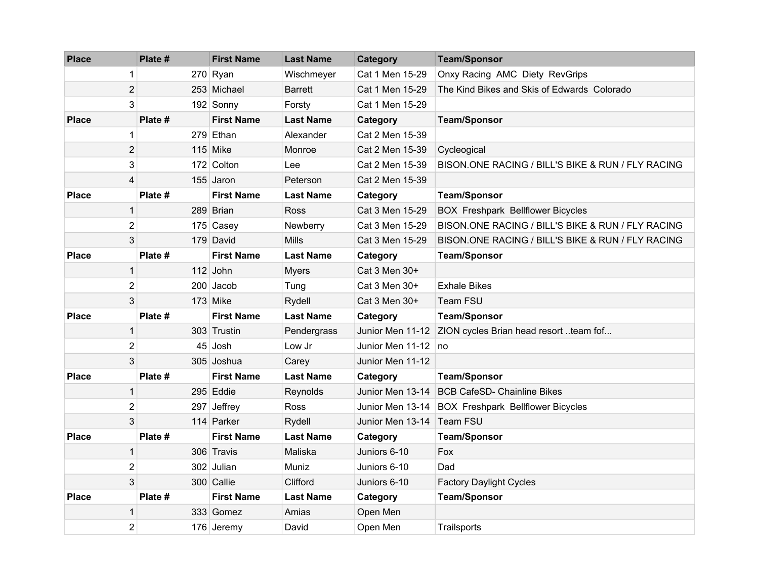| Place | Plate # | First Name | Last Name | Category | Team/Sponsor |
|---|---|---|---|---|---|
| 1 | 270 | Ryan | Wischmeyer | Cat 1 Men 15-29 | Onxy Racing  AMC  Diety  RevGrips |
| 2 | 253 | Michael | Barrett | Cat 1 Men 15-29 | The Kind Bikes and Skis of Edwards  Colorado |
| 3 | 192 | Sonny | Forsty | Cat 1 Men 15-29 | |
| **Place** | **Plate #** | **First Name** | **Last Name** | **Category** | **Team/Sponsor** |
| 1 | 279 | Ethan | Alexander | Cat 2 Men 15-39 | |
| 2 | 115 | Mike | Monroe | Cat 2 Men 15-39 | Cycleogical |
| 3 | 172 | Colton | Lee | Cat 2 Men 15-39 | BISON.ONE RACING / BILL'S BIKE & RUN / FLY RACING |
| 4 | 155 | Jaron | Peterson | Cat 2 Men 15-39 | |
| **Place** | **Plate #** | **First Name** | **Last Name** | **Category** | **Team/Sponsor** |
| 1 | 289 | Brian | Ross | Cat 3 Men 15-29 | BOX  Freshpark  Bellflower Bicycles |
| 2 | 175 | Casey | Newberry | Cat 3 Men 15-29 | BISON.ONE RACING / BILL'S BIKE & RUN / FLY RACING |
| 3 | 179 | David | Mills | Cat 3 Men 15-29 | BISON.ONE RACING / BILL'S BIKE & RUN / FLY RACING |
| **Place** | **Plate #** | **First Name** | **Last Name** | **Category** | **Team/Sponsor** |
| 1 | 112 | John | Myers | Cat 3 Men 30+ | |
| 2 | 200 | Jacob | Tung | Cat 3 Men 30+ | Exhale Bikes |
| 3 | 173 | Mike | Rydell | Cat 3 Men 30+ | Team FSU |
| **Place** | **Plate #** | **First Name** | **Last Name** | **Category** | **Team/Sponsor** |
| 1 | 303 | Trustin | Pendergrass | Junior Men 11-12 | ZION cycles Brian head resort ..team fof... |
| 2 | 45 | Josh | Low Jr | Junior Men 11-12 | no |
| 3 | 305 | Joshua | Carey | Junior Men 11-12 | |
| **Place** | **Plate #** | **First Name** | **Last Name** | **Category** | **Team/Sponsor** |
| 1 | 295 | Eddie | Reynolds | Junior Men 13-14 | BCB CafeSD- Chainline Bikes |
| 2 | 297 | Jeffrey | Ross | Junior Men 13-14 | BOX  Freshpark  Bellflower Bicycles |
| 3 | 114 | Parker | Rydell | Junior Men 13-14 | Team FSU |
| **Place** | **Plate #** | **First Name** | **Last Name** | **Category** | **Team/Sponsor** |
| 1 | 306 | Travis | Maliska | Juniors 6-10 | Fox |
| 2 | 302 | Julian | Muniz | Juniors 6-10 | Dad |
| 3 | 300 | Callie | Clifford | Juniors 6-10 | Factory Daylight Cycles |
| **Place** | **Plate #** | **First Name** | **Last Name** | **Category** | **Team/Sponsor** |
| 1 | 333 | Gomez | Amias | Open Men | |
| 2 | 176 | Jeremy | David | Open Men | Trailsports |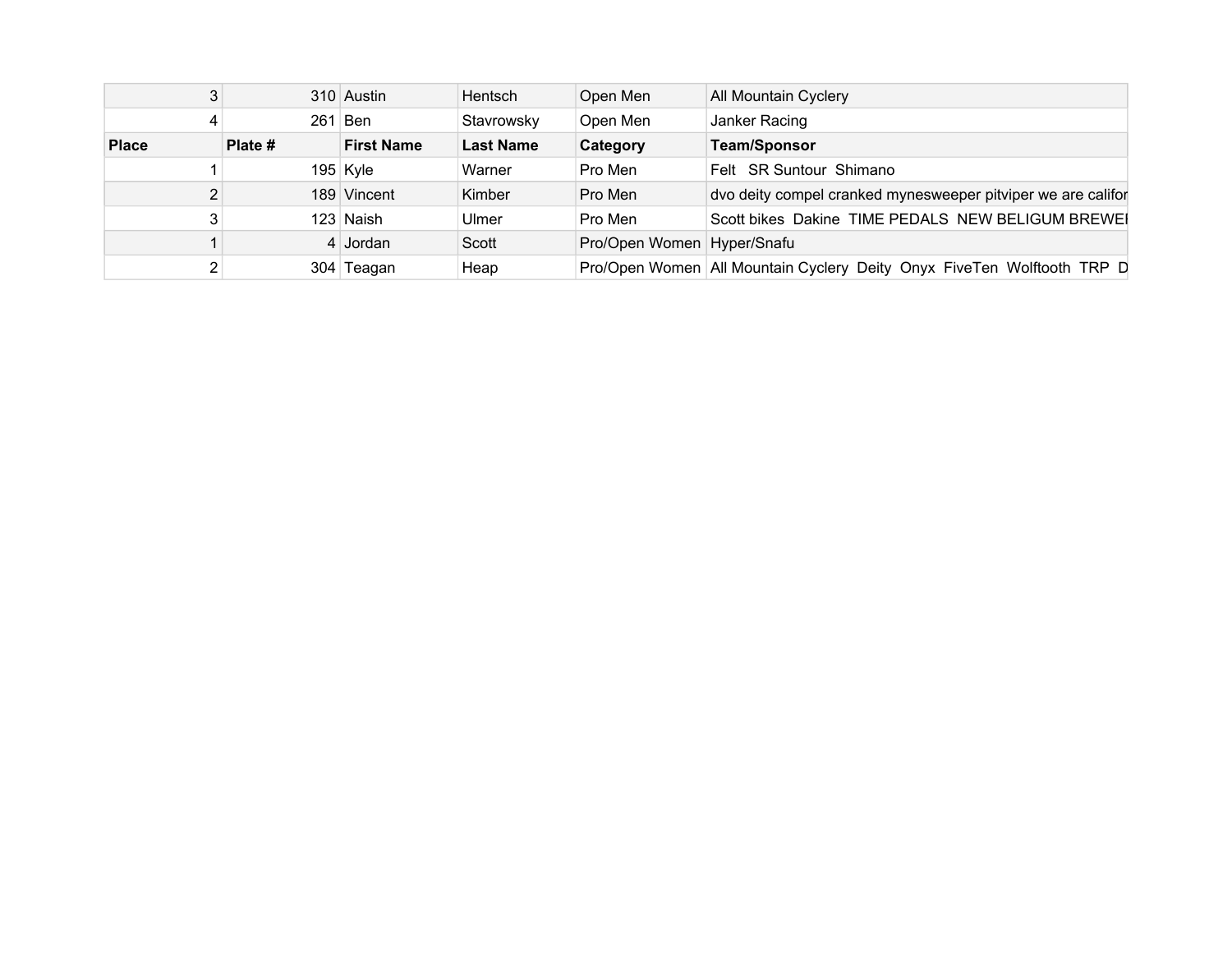| | | | | | |
|---|---|---|---|---|---|
| 3 | 310 | Austin | Hentsch | Open Men | All Mountain Cyclery |
| 4 | 261 | Ben | Stavrowsky | Open Men | Janker Racing |
| **Place** | **Plate #** | **First Name** | **Last Name** | **Category** | **Team/Sponsor** |
| 1 | 195 | Kyle | Warner | Pro Men | Felt SR Suntour Shimano |
| 2 | 189 | Vincent | Kimber | Pro Men | dvo deity compel cranked mynesweeper pitviper we are califor |
| 3 | 123 | Naish | Ulmer | Pro Men | Scott bikes Dakine TIME PEDALS NEW BELIGUM BREWEI |
| 1 | 4 | Jordan | Scott | Pro/Open Women | Hyper/Snafu |
| 2 | 304 | Teagan | Heap | Pro/Open Women | All Mountain Cyclery Deity Onyx FiveTen Wolftooth TRP D |